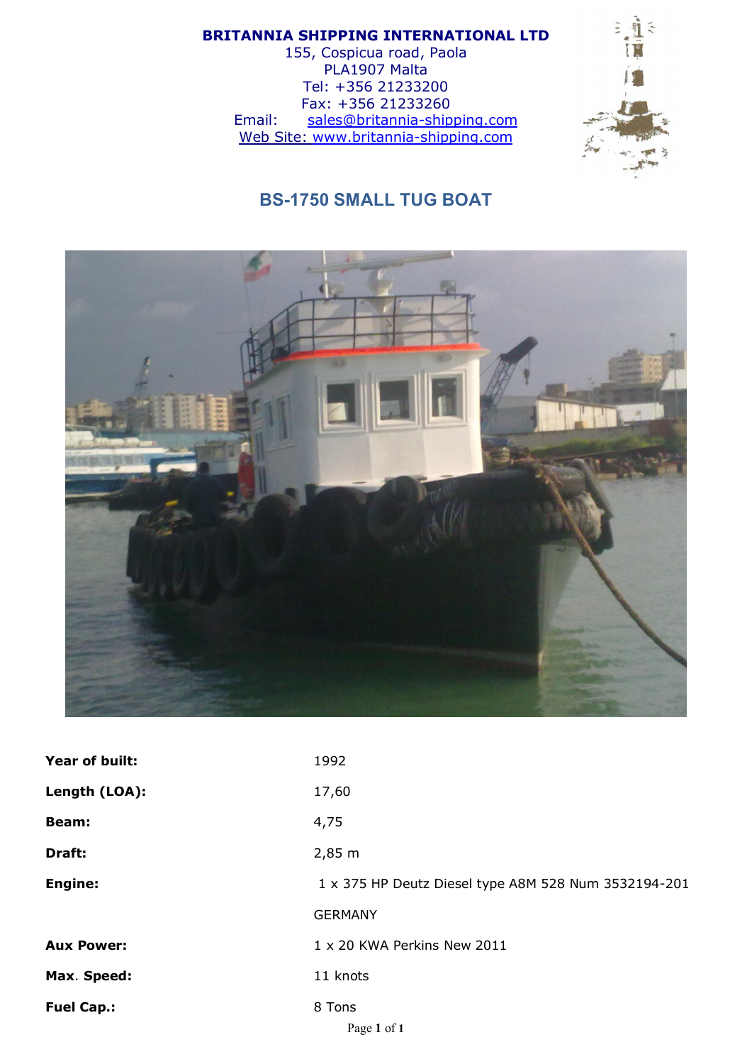**BRITANNIA SHIPPING INTERNATIONAL LTD**
155, Cospicua road, Paola
PLA1907 Malta
Tel: +356 21233200
Fax: +356 21233260
Email: sales@britannia-shipping.com
Web Site: www.britannia-shipping.com

## BS-1750 SMALL TUG BOAT

| | |
|---|---|
| **Year of built:** | 1992 |
| **Length (LOA):** | 17,60 |
| **Beam:** | 4,75 |
| **Draft:** | 2,85 m |
| **Engine:** | 1 x 375 HP Deutz Diesel type A8M 528 Num 3532194-201 GERMANY |
| **Aux Power:** | 1 x 20 KWA Perkins New 2011 |
| **Max. Speed:** | 11 knots |
| **Fuel Cap.:** | 8 Tons |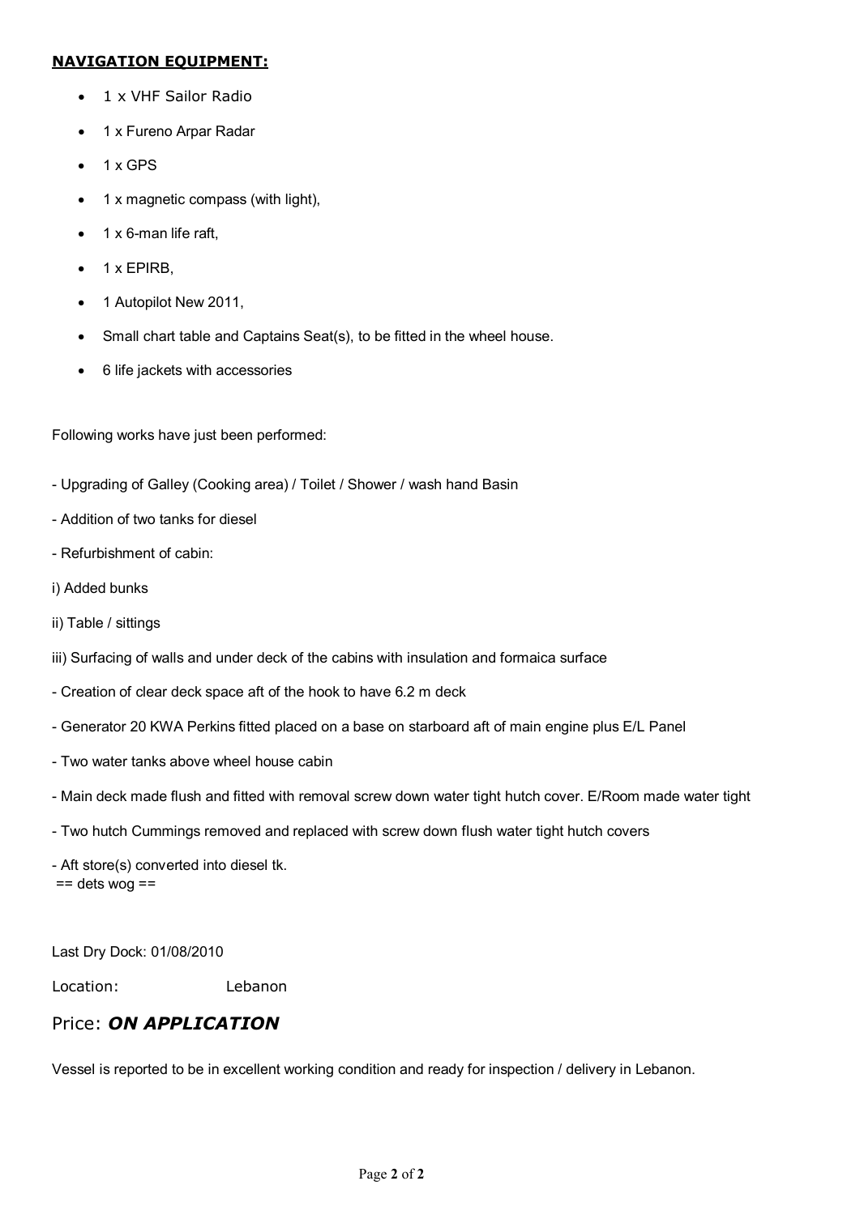**NAVIGATION EQUIPMENT:**

- 1 x VHF Sailor Radio
- 1 x Fureno Arpar Radar
- 1 x GPS
- 1 x magnetic compass (with light),
- 1 x 6-man life raft,
- 1 x EPIRB,
- 1 Autopilot New 2011,
- Small chart table and Captains Seat(s), to be fitted in the wheel house.
- 6 life jackets with accessories

Following works have just been performed:

- Upgrading of Galley (Cooking area) / Toilet / Shower / wash hand Basin

- Addition of two tanks for diesel

- Refurbishment of cabin:

i) Added bunks

ii) Table / sittings

iii) Surfacing of walls and under deck of the cabins with insulation and formaica surface

- Creation of clear deck space aft of the hook to have 6.2 m deck

- Generator 20 KWA Perkins fitted placed on a base on starboard aft of main engine plus E/L Panel

- Two water tanks above wheel house cabin

- Main deck made flush and fitted with removal screw down water tight hutch cover. E/Room made water tight

- Two hutch Cummings removed and replaced with screw down flush water tight hutch covers

- Aft store(s) converted into diesel tk.
== dets wog ==

Last Dry Dock: 01/08/2010

Location: Lebanon

## Price: ***ON APPLICATION***

Vessel is reported to be in excellent working condition and ready for inspection / delivery in Lebanon.